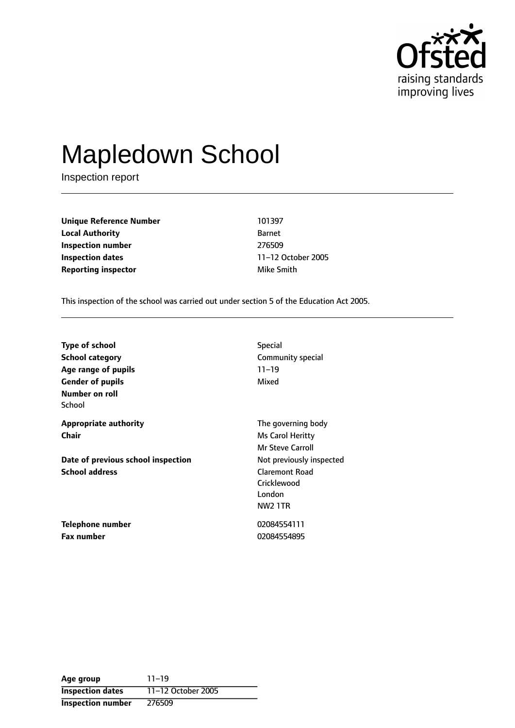Ofsted
raising standards
improving lives

# Mapledown School

Inspection report

| | |
|---|---|
| **Unique Reference Number** | 101397 |
| **Local Authority** | Barnet |
| **Inspection number** | 276509 |
| **Inspection dates** | 11–12 October 2005 |
| **Reporting inspector** | Mike Smith |

This inspection of the school was carried out under section 5 of the Education Act 2005.

| | |
|---|---|
| **Type of school** | Special |
| **School category** | Community special |
| **Age range of pupils** | 11–19 |
| **Gender of pupils** | Mixed |
| **Number on roll** | |
| School | |
| **Appropriate authority** | The governing body |
| **Chair** | Ms Carol Heritty |
| | Mr Steve Carroll |
| **Date of previous school inspection** | Not previously inspected |
| **School address** | Claremont Road<br>Cricklewood<br>London<br>NW2 1TR |
| **Telephone number** | 02084554111 |
| **Fax number** | 02084554895 |

| | |
|---|---|
| **Age group** | 11–19 |
| **Inspection dates** | 11–12 October 2005 |
| **Inspection number** | 276509 |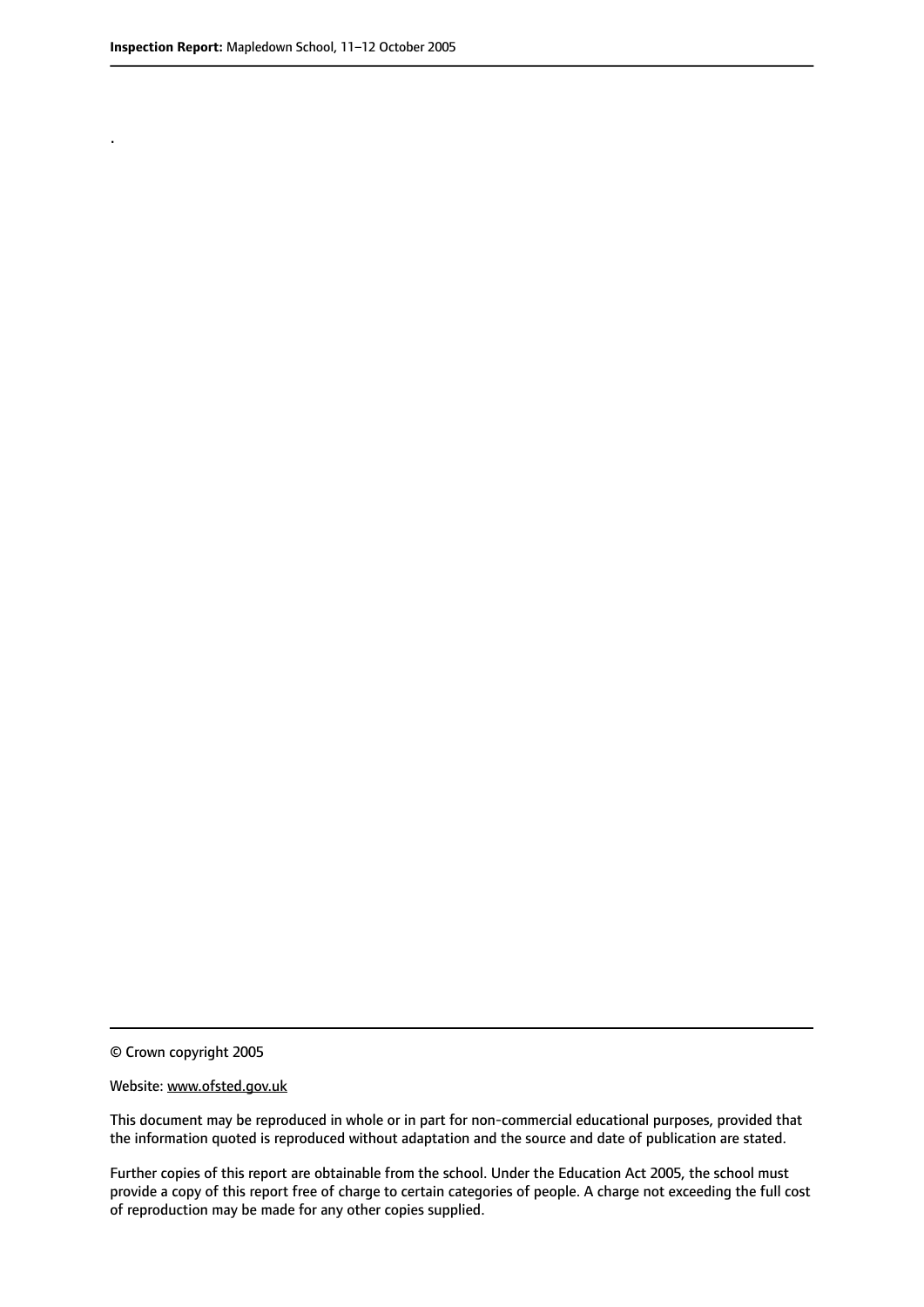.

© Crown copyright 2005

Website: www.ofsted.gov.uk

This document may be reproduced in whole or in part for non-commercial educational purposes, provided that the information quoted is reproduced without adaptation and the source and date of publication are stated.

Further copies of this report are obtainable from the school. Under the Education Act 2005, the school must provide a copy of this report free of charge to certain categories of people. A charge not exceeding the full cost of reproduction may be made for any other copies supplied.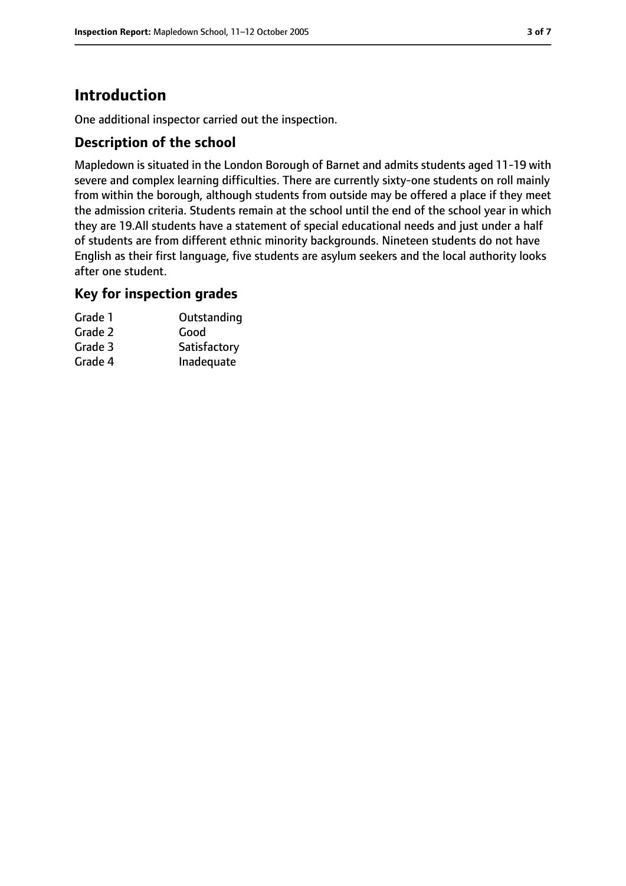# Introduction

One additional inspector carried out the inspection.

## Description of the school

Mapledown is situated in the London Borough of Barnet and admits students aged 11-19 with severe and complex learning difficulties. There are currently sixty-one students on roll mainly from within the borough, although students from outside may be offered a place if they meet the admission criteria. Students remain at the school until the end of the school year in which they are 19.All students have a statement of special educational needs and just under a half of students are from different ethnic minority backgrounds. Nineteen students do not have English as their first language, five students are asylum seekers and the local authority looks after one student.

## Key for inspection grades

| | |
|---|---|
| Grade 1 | Outstanding |
| Grade 2 | Good |
| Grade 3 | Satisfactory |
| Grade 4 | Inadequate |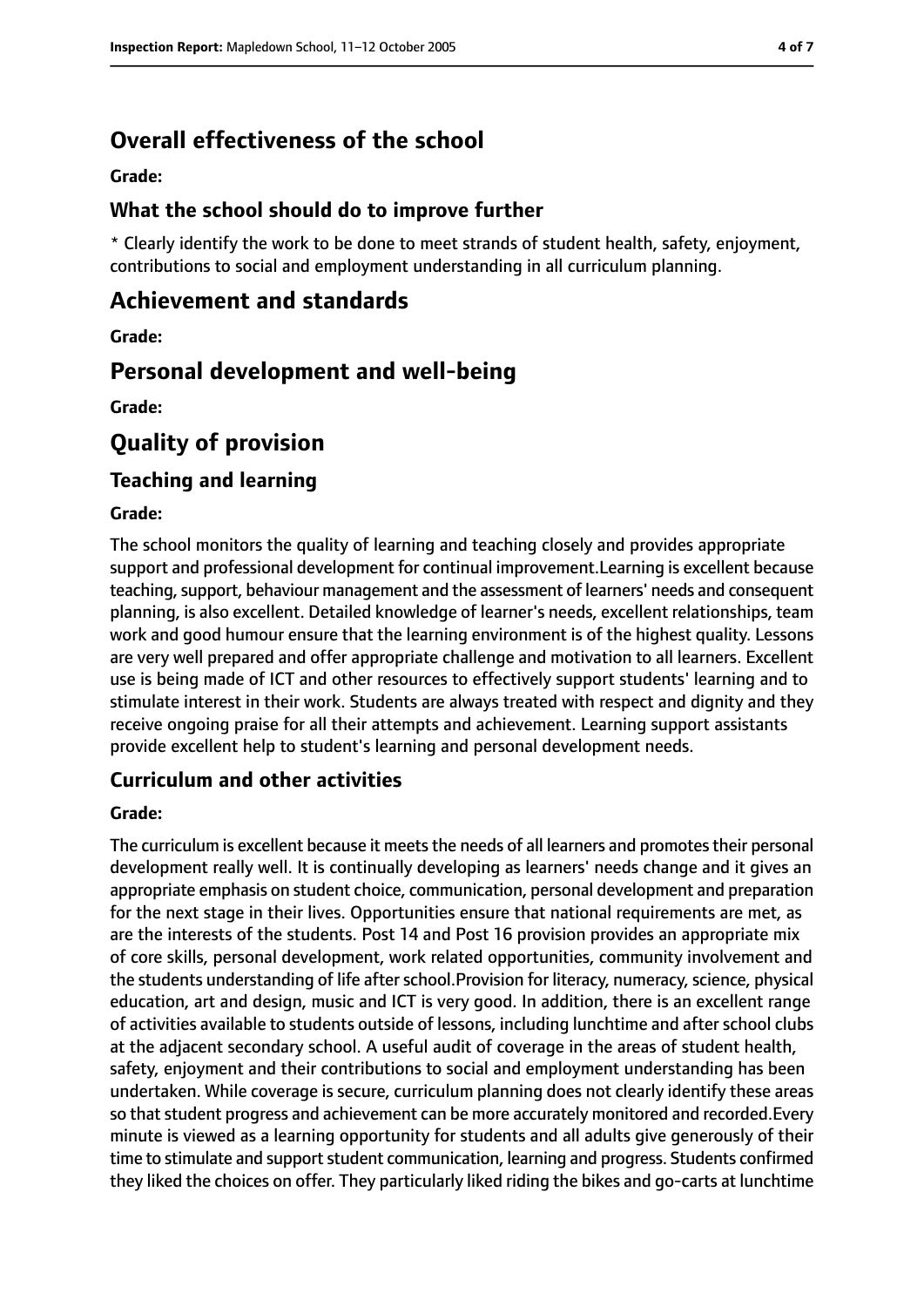# Overall effectiveness of the school

**Grade:**

## What the school should do to improve further

* Clearly identify the work to be done to meet strands of student health, safety, enjoyment, contributions to social and employment understanding in all curriculum planning.

# Achievement and standards

**Grade:**

# Personal development and well-being

**Grade:**

# Quality of provision

## Teaching and learning

**Grade:**

The school monitors the quality of learning and teaching closely and provides appropriate support and professional development for continual improvement.Learning is excellent because teaching, support, behaviour management and the assessment of learners' needs and consequent planning, is also excellent. Detailed knowledge of learner's needs, excellent relationships, team work and good humour ensure that the learning environment is of the highest quality. Lessons are very well prepared and offer appropriate challenge and motivation to all learners. Excellent use is being made of ICT and other resources to effectively support students' learning and to stimulate interest in their work. Students are always treated with respect and dignity and they receive ongoing praise for all their attempts and achievement. Learning support assistants provide excellent help to student's learning and personal development needs.

## Curriculum and other activities

**Grade:**

The curriculum is excellent because it meets the needs of all learners and promotes their personal development really well. It is continually developing as learners' needs change and it gives an appropriate emphasis on student choice, communication, personal development and preparation for the next stage in their lives. Opportunities ensure that national requirements are met, as are the interests of the students. Post 14 and Post 16 provision provides an appropriate mix of core skills, personal development, work related opportunities, community involvement and the students understanding of life after school.Provision for literacy, numeracy, science, physical education, art and design, music and ICT is very good. In addition, there is an excellent range of activities available to students outside of lessons, including lunchtime and after school clubs at the adjacent secondary school. A useful audit of coverage in the areas of student health, safety, enjoyment and their contributions to social and employment understanding has been undertaken. While coverage is secure, curriculum planning does not clearly identify these areas so that student progress and achievement can be more accurately monitored and recorded.Every minute is viewed as a learning opportunity for students and all adults give generously of their time to stimulate and support student communication, learning and progress. Students confirmed they liked the choices on offer. They particularly liked riding the bikes and go-carts at lunchtime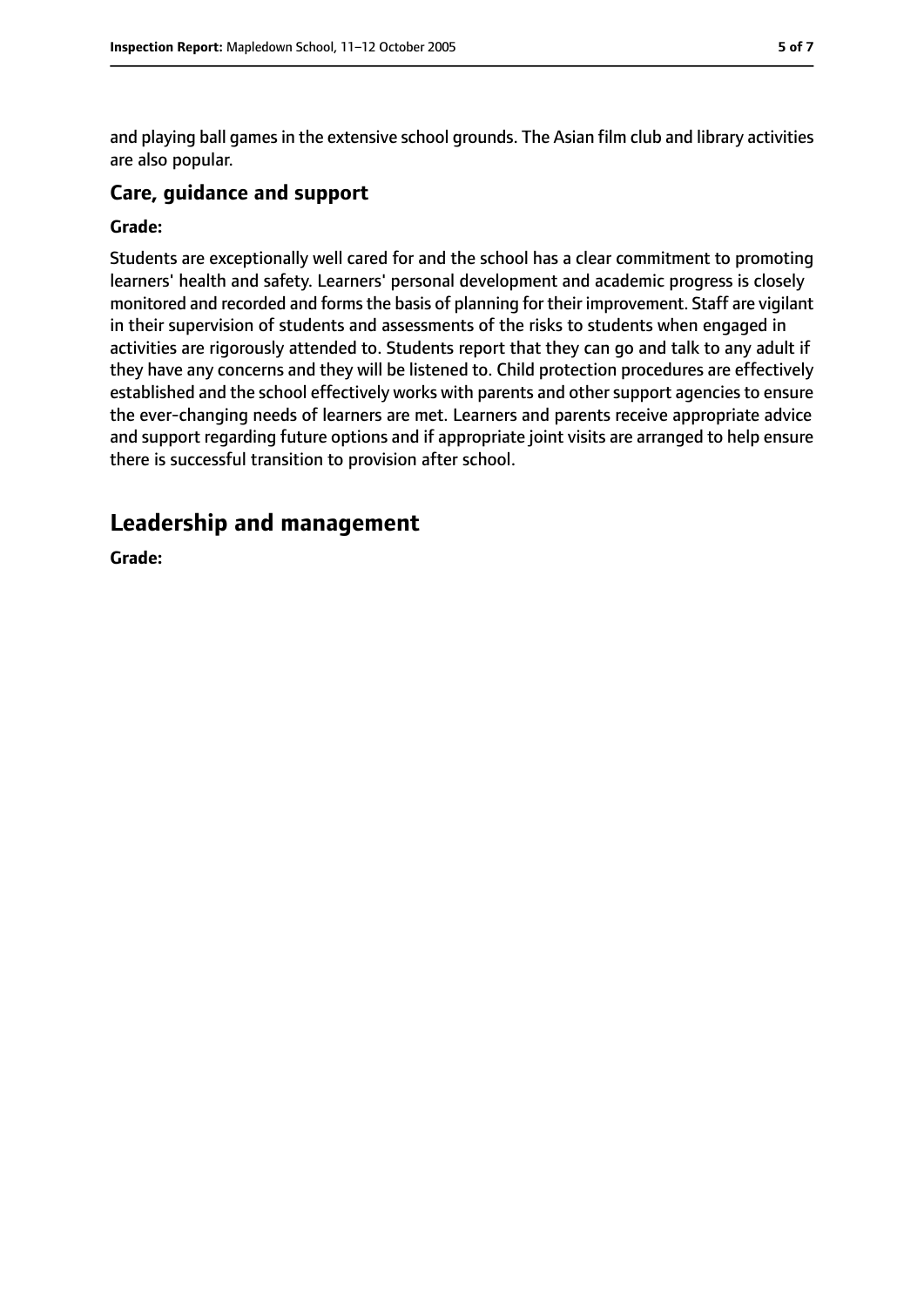and playing ball games in the extensive school grounds. The Asian film club and library activities are also popular.

### Care, guidance and support

**Grade:**

Students are exceptionally well cared for and the school has a clear commitment to promoting learners' health and safety. Learners' personal development and academic progress is closely monitored and recorded and forms the basis of planning for their improvement. Staff are vigilant in their supervision of students and assessments of the risks to students when engaged in activities are rigorously attended to. Students report that they can go and talk to any adult if they have any concerns and they will be listened to. Child protection procedures are effectively established and the school effectively works with parents and other support agencies to ensure the ever-changing needs of learners are met. Learners and parents receive appropriate advice and support regarding future options and if appropriate joint visits are arranged to help ensure there is successful transition to provision after school.

## Leadership and management

**Grade:**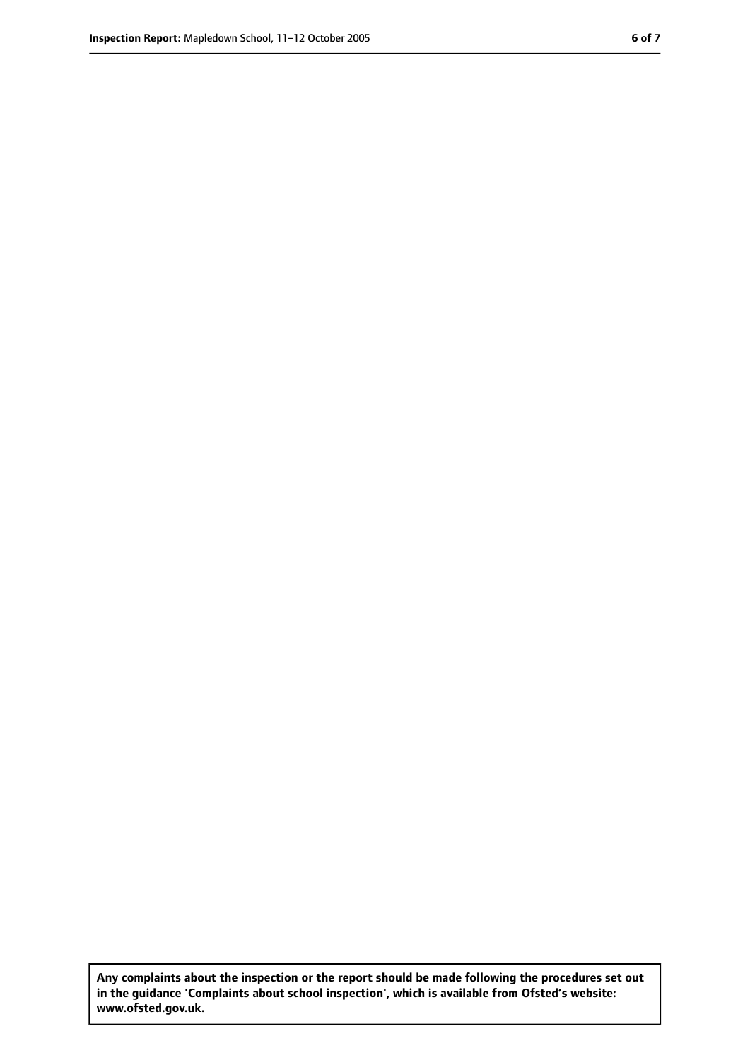**Any complaints about the inspection or the report should be made following the procedures set out in the guidance 'Complaints about school inspection', which is available from Ofsted's website: www.ofsted.gov.uk.**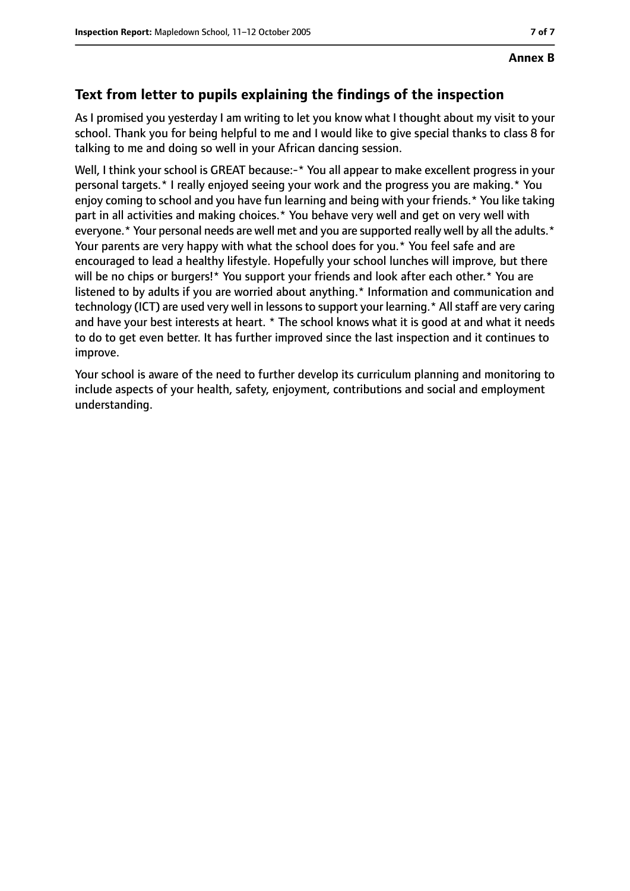**Annex B**

## Text from letter to pupils explaining the findings of the inspection

As I promised you yesterday I am writing to let you know what I thought about my visit to your school. Thank you for being helpful to me and I would like to give special thanks to class 8 for talking to me and doing so well in your African dancing session.

Well, I think your school is GREAT because:-* You all appear to make excellent progress in your personal targets.* I really enjoyed seeing your work and the progress you are making.* You enjoy coming to school and you have fun learning and being with your friends.* You like taking part in all activities and making choices.* You behave very well and get on very well with everyone.* Your personal needs are well met and you are supported really well by all the adults.* Your parents are very happy with what the school does for you.* You feel safe and are encouraged to lead a healthy lifestyle. Hopefully your school lunches will improve, but there will be no chips or burgers!* You support your friends and look after each other.* You are listened to by adults if you are worried about anything.* Information and communication and technology (ICT) are used very well in lessons to support your learning.* All staff are very caring and have your best interests at heart. * The school knows what it is good at and what it needs to do to get even better. It has further improved since the last inspection and it continues to improve.

Your school is aware of the need to further develop its curriculum planning and monitoring to include aspects of your health, safety, enjoyment, contributions and social and employment understanding.